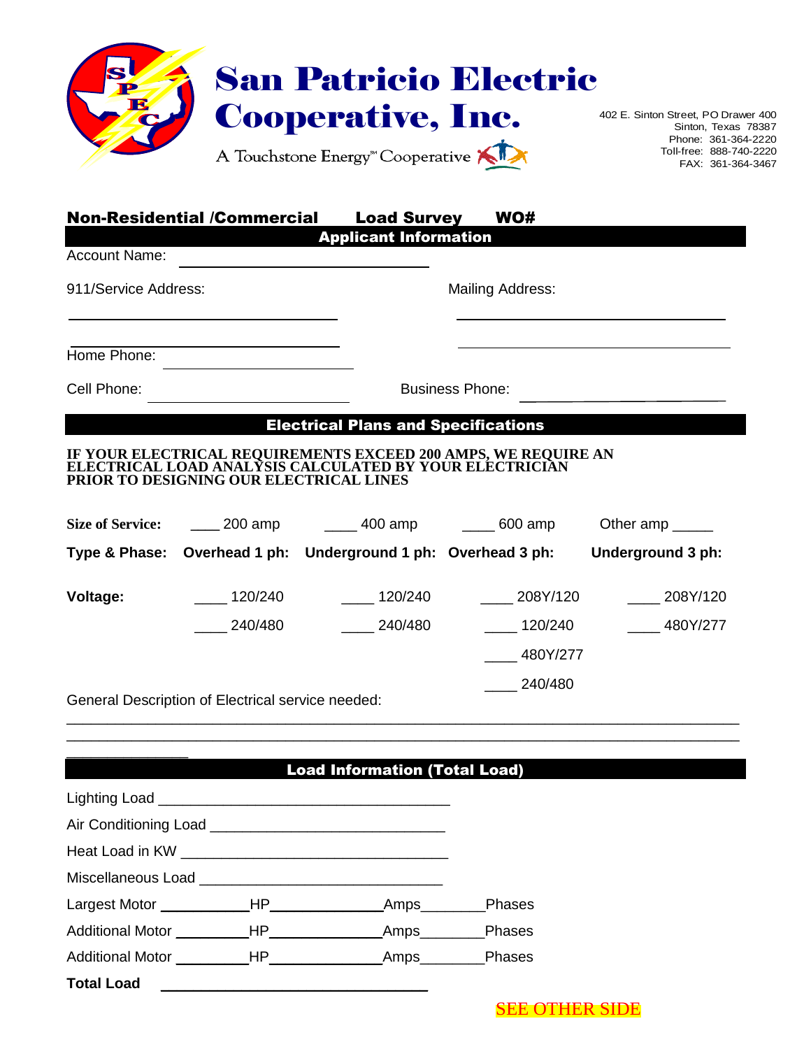# San Patricio Electric Cooperative, Inc.

A Touchstone Energy℠ Cooperative

402 E. Sinton Street, PO Drawer 400
Sinton, Texas 78387
Phone: 361-364-2220
Toll-free: 888-740-2220
FAX: 361-364-3467

## Non-Residential /Commercial Load Survey WO#

### Applicant Information

Account Name: ______________________________

911/Service Address: ______________________________ Mailing Address: ______________________________

______________________________ ______________________________

Home Phone: ______________________________

Cell Phone: ______________________________ Business Phone: ______________________________

### Electrical Plans and Specifications

**IF YOUR ELECTRICAL REQUIREMENTS EXCEED 200 AMPS, WE REQUIRE AN ELECTRICAL LOAD ANALYSIS CALCULATED BY YOUR ELECTRICIAN PRIOR TO DESIGNING OUR ELECTRICAL LINES**

**Size of Service:** ____ 200 amp ____ 400 amp ____ 600 amp Other amp _____

| **Type & Phase:** | **Overhead 1 ph:** | **Underground 1 ph:** | **Overhead 3 ph:** | **Underground 3 ph:** |
|---|---|---|---|---|
| **Voltage:** | ____ 120/240 | ____ 120/240 | ____ 208Y/120 | ____ 208Y/120 |
| | ____ 240/480 | ____ 240/480 | ____ 120/240 | ____ 480Y/277 |
| | | | ____ 480Y/277 | |
| | | | ____ 240/480 | |

General Description of Electrical service needed:

______________________________________________________________________________

______________________________________________________________________________

______________

### Load Information (Total Load)

Lighting Load ______________________________

Air Conditioning Load ______________________________

Heat Load in KW ______________________________

Miscellaneous Load ______________________________

Largest Motor __________HP____________Amps_______Phases

Additional Motor ________HP____________Amps_______Phases

Additional Motor ________HP____________Amps_______Phases

**Total Load** ______________________________

SEE OTHER SIDE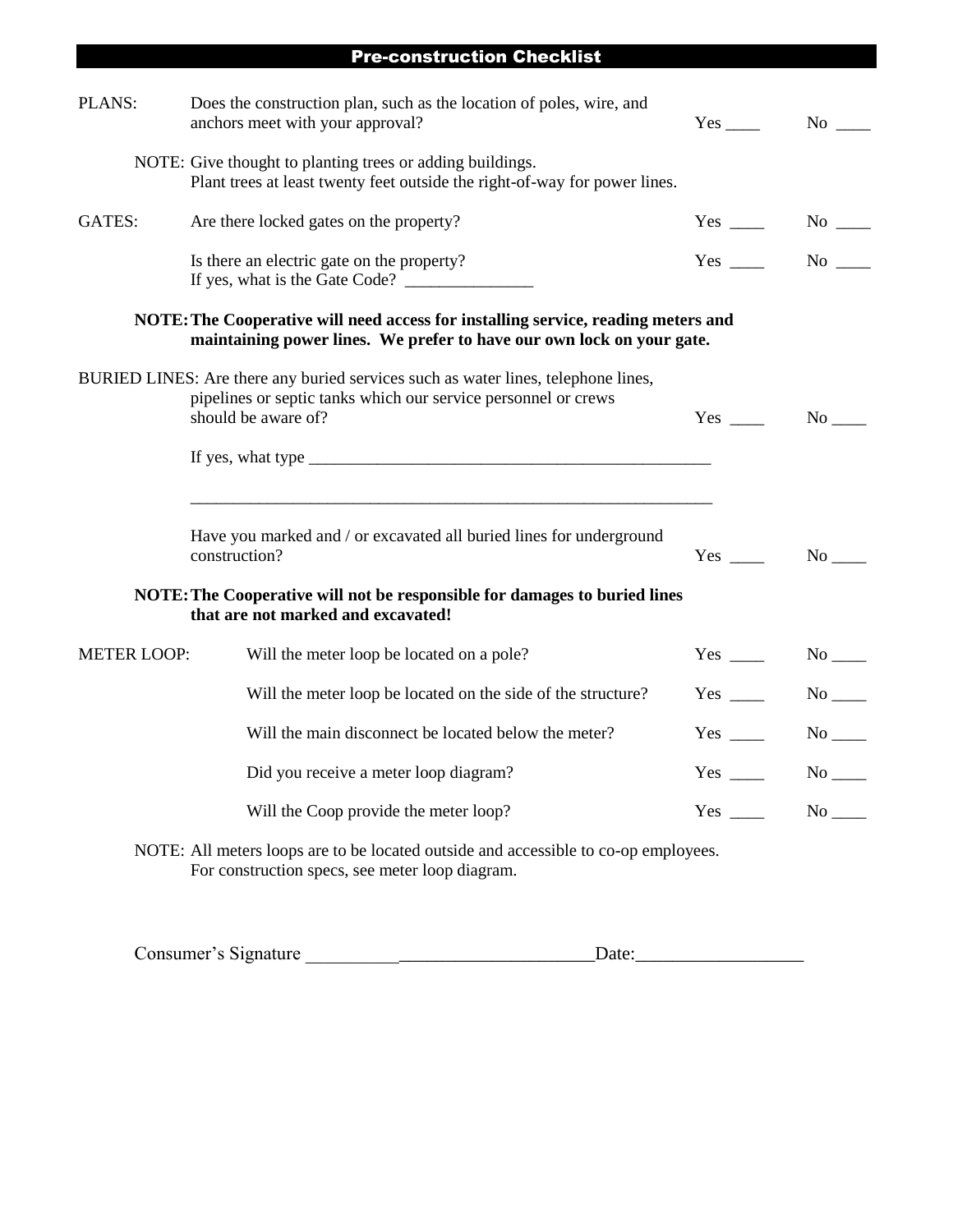# Pre-construction Checklist

PLANS: Does the construction plan, such as the location of poles, wire, and anchors meet with your approval? Yes ____ No ____

NOTE: Give thought to planting trees or adding buildings.
Plant trees at least twenty feet outside the right-of-way for power lines.

GATES: Are there locked gates on the property? Yes ____ No ____

Is there an electric gate on the property? Yes ____ No ____
If yes, what is the Gate Code? _______________

**NOTE: The Cooperative will need access for installing service, reading meters and maintaining power lines. We prefer to have our own lock on your gate.**

BURIED LINES: Are there any buried services such as water lines, telephone lines, pipelines or septic tanks which our service personnel or crews should be aware of? Yes ____ No ____

If yes, what type _________________________________________________

_________________________________________________________________

Have you marked and / or excavated all buried lines for underground construction? Yes ____ No ____

**NOTE: The Cooperative will not be responsible for damages to buried lines that are not marked and excavated!**

METER LOOP:

Will the meter loop be located on a pole? Yes ____ No ____

Will the meter loop be located on the side of the structure? Yes ____ No ____

Will the main disconnect be located below the meter? Yes ____ No ____

Did you receive a meter loop diagram? Yes ____ No ____

Will the Coop provide the meter loop? Yes ____ No ____

NOTE: All meters loops are to be located outside and accessible to co-op employees.
For construction specs, see meter loop diagram.

Consumer's Signature _______________________________ Date: __________________